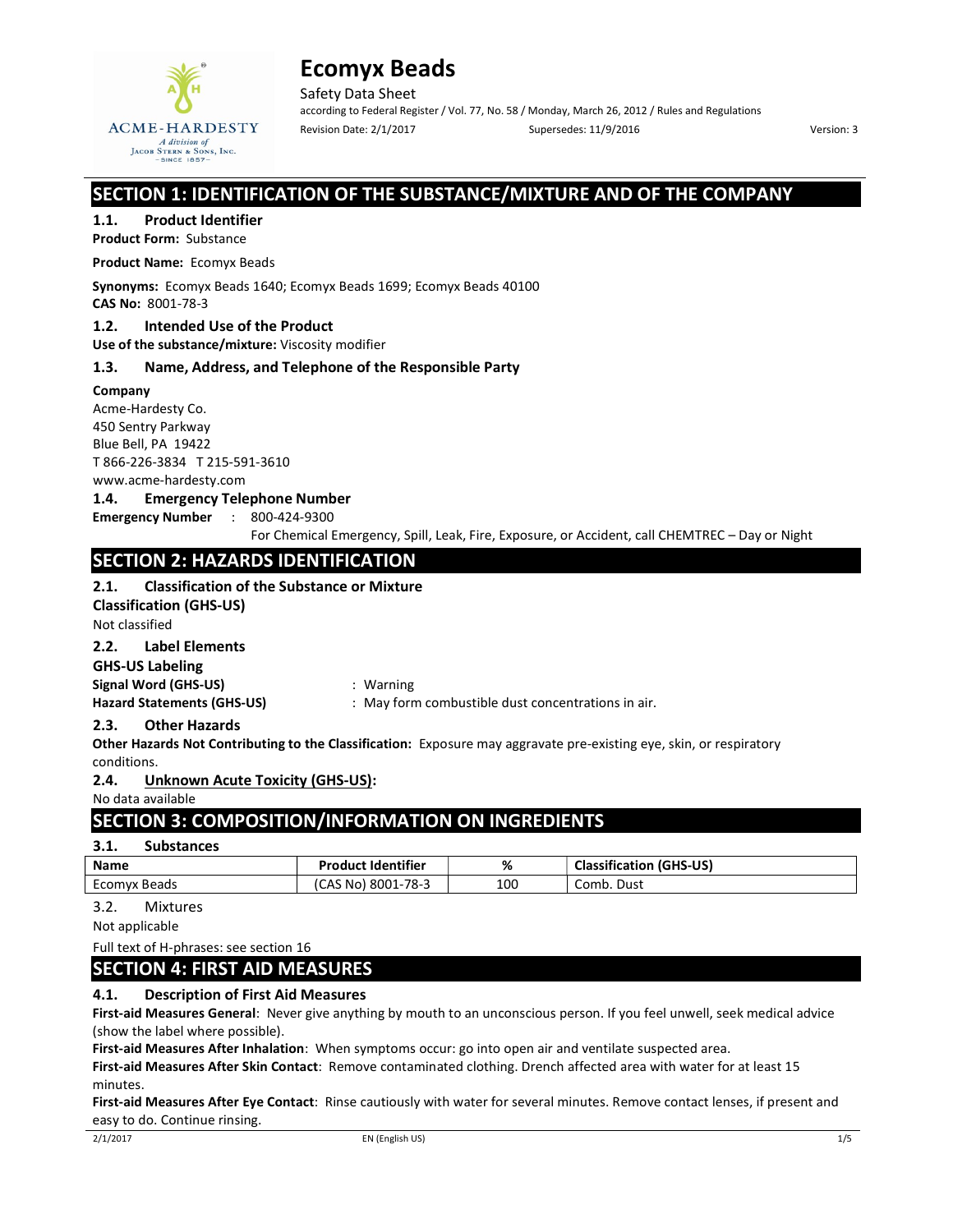# Ecomyx Beads

Safety Data Sheet

according to Federal Register / Vol. 77, No. 58 / Monday, March 26, 2012 / Rules and Regulations

Revision Date: 2/1/2017 Supersedes: 11/9/2016 Version: 3

## SECTION 1: IDENTIFICATION OF THE SUBSTANCE/MIXTURE AND OF THE COMPANY

### 1.1. Product Identifier

**Product Form:** Substance

**Product Name:** Ecomyx Beads

**Synonyms:** Ecomyx Beads 1640; Ecomyx Beads 1699; Ecomyx Beads 40100

**CAS No:** 8001-78-3

### 1.2. Intended Use of the Product

**Use of the substance/mixture:** Viscosity modifier

### 1.3. Name, Address, and Telephone of the Responsible Party

**Company**

Acme-Hardesty Co.
450 Sentry Parkway
Blue Bell, PA 19422
T 866-226-3834 T 215-591-3610
www.acme-hardesty.com

### 1.4. Emergency Telephone Number

**Emergency Number** : 800-424-9300

For Chemical Emergency, Spill, Leak, Fire, Exposure, or Accident, call CHEMTREC – Day or Night

## SECTION 2: HAZARDS IDENTIFICATION

### 2.1. Classification of the Substance or Mixture

**Classification (GHS-US)**

Not classified

### 2.2. Label Elements

**GHS-US Labeling**

**Signal Word (GHS-US)** : Warning

**Hazard Statements (GHS-US)** : May form combustible dust concentrations in air.

### 2.3. Other Hazards

**Other Hazards Not Contributing to the Classification:** Exposure may aggravate pre-existing eye, skin, or respiratory conditions.

### 2.4. Unknown Acute Toxicity (GHS-US):

No data available

## SECTION 3: COMPOSITION/INFORMATION ON INGREDIENTS

### 3.1. Substances

| Name | Product Identifier | % | Classification (GHS-US) |
|---|---|---|---|
| Ecomyx Beads | (CAS No) 8001-78-3 | 100 | Comb. Dust |

### 3.2. Mixtures

Not applicable

Full text of H-phrases: see section 16

## SECTION 4: FIRST AID MEASURES

### 4.1. Description of First Aid Measures

**First-aid Measures General**: Never give anything by mouth to an unconscious person. If you feel unwell, seek medical advice (show the label where possible).

**First-aid Measures After Inhalation**: When symptoms occur: go into open air and ventilate suspected area.

**First-aid Measures After Skin Contact**: Remove contaminated clothing. Drench affected area with water for at least 15 minutes.

**First-aid Measures After Eye Contact**: Rinse cautiously with water for several minutes. Remove contact lenses, if present and easy to do. Continue rinsing.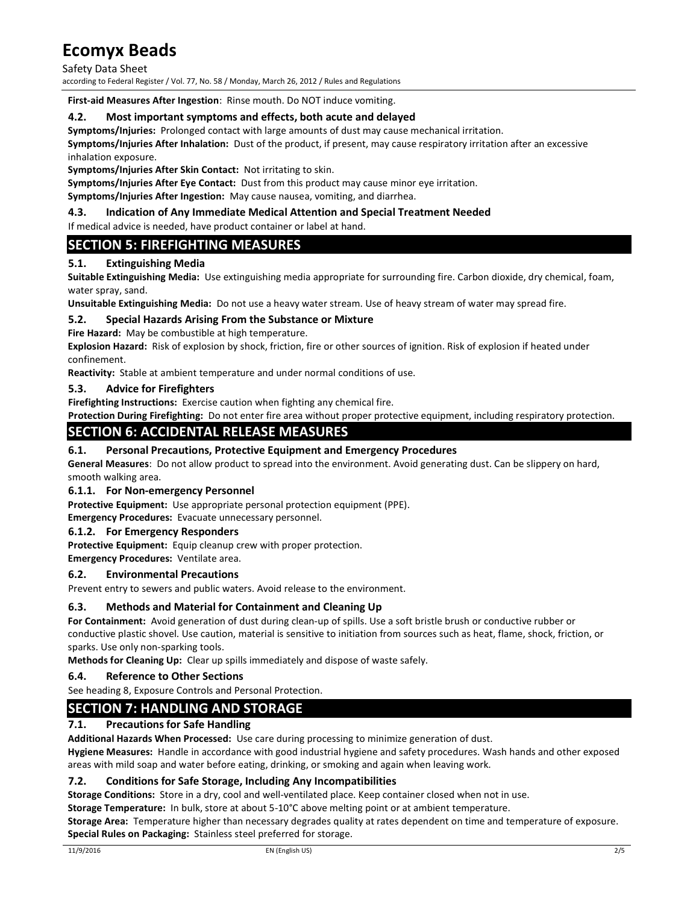**First-aid Measures After Ingestion**: Rinse mouth. Do NOT induce vomiting.

### 4.2. Most important symptoms and effects, both acute and delayed

**Symptoms/Injuries:** Prolonged contact with large amounts of dust may cause mechanical irritation.

**Symptoms/Injuries After Inhalation:** Dust of the product, if present, may cause respiratory irritation after an excessive inhalation exposure.

**Symptoms/Injuries After Skin Contact:** Not irritating to skin.

**Symptoms/Injuries After Eye Contact:** Dust from this product may cause minor eye irritation.

**Symptoms/Injuries After Ingestion:** May cause nausea, vomiting, and diarrhea.

### 4.3. Indication of Any Immediate Medical Attention and Special Treatment Needed

If medical advice is needed, have product container or label at hand.

## SECTION 5: FIREFIGHTING MEASURES

### 5.1. Extinguishing Media

**Suitable Extinguishing Media:** Use extinguishing media appropriate for surrounding fire. Carbon dioxide, dry chemical, foam, water spray, sand.

**Unsuitable Extinguishing Media:** Do not use a heavy water stream. Use of heavy stream of water may spread fire.

### 5.2. Special Hazards Arising From the Substance or Mixture

**Fire Hazard:** May be combustible at high temperature.

**Explosion Hazard:** Risk of explosion by shock, friction, fire or other sources of ignition. Risk of explosion if heated under confinement.

**Reactivity:** Stable at ambient temperature and under normal conditions of use.

### 5.3. Advice for Firefighters

**Firefighting Instructions:** Exercise caution when fighting any chemical fire.

**Protection During Firefighting:** Do not enter fire area without proper protective equipment, including respiratory protection.

## SECTION 6: ACCIDENTAL RELEASE MEASURES

### 6.1. Personal Precautions, Protective Equipment and Emergency Procedures

**General Measures**: Do not allow product to spread into the environment. Avoid generating dust. Can be slippery on hard, smooth walking area.

#### 6.1.1. For Non-emergency Personnel

**Protective Equipment:** Use appropriate personal protection equipment (PPE).

**Emergency Procedures:** Evacuate unnecessary personnel.

#### 6.1.2. For Emergency Responders

**Protective Equipment:** Equip cleanup crew with proper protection.

**Emergency Procedures:** Ventilate area.

### 6.2. Environmental Precautions

Prevent entry to sewers and public waters. Avoid release to the environment.

### 6.3. Methods and Material for Containment and Cleaning Up

**For Containment:** Avoid generation of dust during clean-up of spills. Use a soft bristle brush or conductive rubber or conductive plastic shovel. Use caution, material is sensitive to initiation from sources such as heat, flame, shock, friction, or sparks. Use only non-sparking tools.

**Methods for Cleaning Up:** Clear up spills immediately and dispose of waste safely.

### 6.4. Reference to Other Sections

See heading 8, Exposure Controls and Personal Protection.

## SECTION 7: HANDLING AND STORAGE

### 7.1. Precautions for Safe Handling

**Additional Hazards When Processed:** Use care during processing to minimize generation of dust.

**Hygiene Measures:** Handle in accordance with good industrial hygiene and safety procedures. Wash hands and other exposed areas with mild soap and water before eating, drinking, or smoking and again when leaving work.

### 7.2. Conditions for Safe Storage, Including Any Incompatibilities

**Storage Conditions:** Store in a dry, cool and well-ventilated place. Keep container closed when not in use.

**Storage Temperature:** In bulk, store at about 5-10°C above melting point or at ambient temperature.

**Storage Area:** Temperature higher than necessary degrades quality at rates dependent on time and temperature of exposure.

**Special Rules on Packaging:** Stainless steel preferred for storage.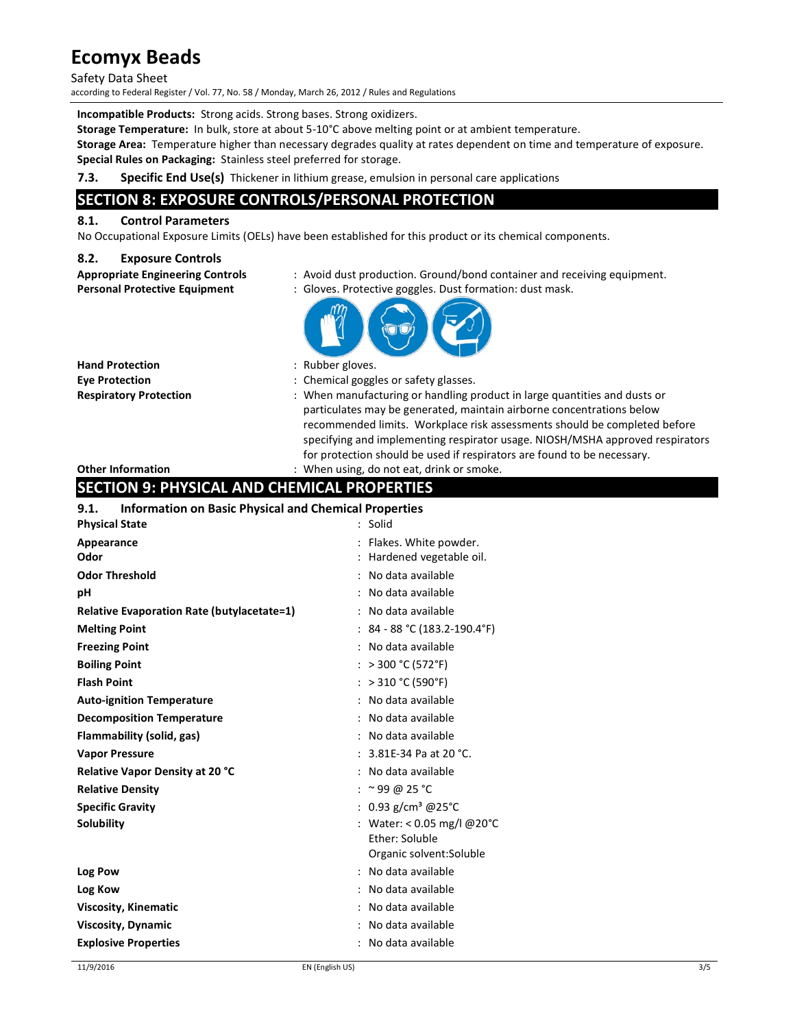**Incompatible Products:** Strong acids. Strong bases. Strong oxidizers.

**Storage Temperature:** In bulk, store at about 5-10°C above melting point or at ambient temperature.

**Storage Area:** Temperature higher than necessary degrades quality at rates dependent on time and temperature of exposure.

**Special Rules on Packaging:** Stainless steel preferred for storage.

**7.3. Specific End Use(s)** Thickener in lithium grease, emulsion in personal care applications

## SECTION 8: EXPOSURE CONTROLS/PERSONAL PROTECTION

### 8.1. Control Parameters

No Occupational Exposure Limits (OELs) have been established for this product or its chemical components.

### 8.2. Exposure Controls

**Appropriate Engineering Controls** : Avoid dust production. Ground/bond container and receiving equipment.

**Personal Protective Equipment** : Gloves. Protective goggles. Dust formation: dust mask.

**Hand Protection** : Rubber gloves.

**Eye Protection** : Chemical goggles or safety glasses.

**Respiratory Protection** : When manufacturing or handling product in large quantities and dusts or particulates may be generated, maintain airborne concentrations below recommended limits. Workplace risk assessments should be completed before specifying and implementing respirator usage. NIOSH/MSHA approved respirators for protection should be used if respirators are found to be necessary.

**Other Information** : When using, do not eat, drink or smoke.

## SECTION 9: PHYSICAL AND CHEMICAL PROPERTIES

### 9.1. Information on Basic Physical and Chemical Properties

| Property | Value |
|---|---|
| **Physical State** | Solid |
| **Appearance** | Flakes. White powder. |
| **Odor** | Hardened vegetable oil. |
| **Odor Threshold** | No data available |
| **pH** | No data available |
| **Relative Evaporation Rate (butylacetate=1)** | No data available |
| **Melting Point** | 84 - 88 °C (183.2-190.4°F) |
| **Freezing Point** | No data available |
| **Boiling Point** | > 300 °C (572°F) |
| **Flash Point** | > 310 °C (590°F) |
| **Auto-ignition Temperature** | No data available |
| **Decomposition Temperature** | No data available |
| **Flammability (solid, gas)** | No data available |
| **Vapor Pressure** | 3.81E-34 Pa at 20 °C. |
| **Relative Vapor Density at 20 °C** | No data available |
| **Relative Density** | ~ 99 @ 25 °C |
| **Specific Gravity** | 0.93 g/cm³ @25°C |
| **Solubility** | Water: < 0.05 mg/l @20°C<br>Ether: Soluble<br>Organic solvent:Soluble |
| **Log Pow** | No data available |
| **Log Kow** | No data available |
| **Viscosity, Kinematic** | No data available |
| **Viscosity, Dynamic** | No data available |
| **Explosive Properties** | No data available |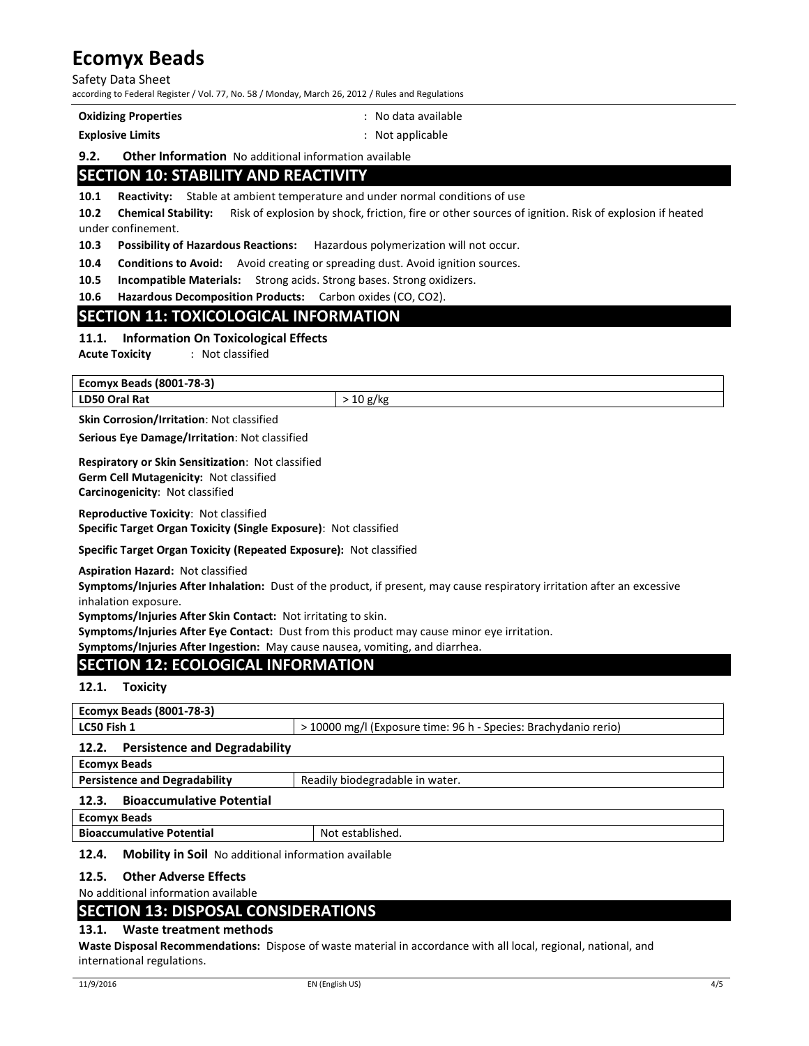**Oxidizing Properties** : No data available

**Explosive Limits** : Not applicable

**9.2. Other Information** No additional information available

## SECTION 10: STABILITY AND REACTIVITY

**10.1 Reactivity:** Stable at ambient temperature and under normal conditions of use

**10.2 Chemical Stability:** Risk of explosion by shock, friction, fire or other sources of ignition. Risk of explosion if heated under confinement.

**10.3 Possibility of Hazardous Reactions:** Hazardous polymerization will not occur.

**10.4 Conditions to Avoid:** Avoid creating or spreading dust. Avoid ignition sources.

**10.5 Incompatible Materials:** Strong acids. Strong bases. Strong oxidizers.

**10.6 Hazardous Decomposition Products:** Carbon oxides (CO, $CO_2$).

## SECTION 11: TOXICOLOGICAL INFORMATION

### 11.1. Information On Toxicological Effects

**Acute Toxicity** : Not classified

| Ecomyx Beads (8001-78-3) | |
|---|---|
| LD50 Oral Rat | > 10 g/kg |

**Skin Corrosion/Irritation**: Not classified

**Serious Eye Damage/Irritation**: Not classified

**Respiratory or Skin Sensitization**: Not classified
**Germ Cell Mutagenicity:** Not classified
**Carcinogenicity**: Not classified

**Reproductive Toxicity**: Not classified
**Specific Target Organ Toxicity (Single Exposure)**: Not classified

**Specific Target Organ Toxicity (Repeated Exposure):** Not classified

**Aspiration Hazard:** Not classified
**Symptoms/Injuries After Inhalation:** Dust of the product, if present, may cause respiratory irritation after an excessive inhalation exposure.
**Symptoms/Injuries After Skin Contact:** Not irritating to skin.
**Symptoms/Injuries After Eye Contact:** Dust from this product may cause minor eye irritation.
**Symptoms/Injuries After Ingestion:** May cause nausea, vomiting, and diarrhea.

## SECTION 12: ECOLOGICAL INFORMATION

### 12.1. Toxicity

| Ecomyx Beads (8001-78-3) | |
|---|---|
| LC50 Fish 1 | > 10000 mg/l (Exposure time: 96 h - Species: Brachydanio rerio) |

### 12.2. Persistence and Degradability

| Ecomyx Beads | |
|---|---|
| Persistence and Degradability | Readily biodegradable in water. |

### 12.3. Bioaccumulative Potential

| Ecomyx Beads | |
|---|---|
| Bioaccumulative Potential | Not established. |

**12.4. Mobility in Soil** No additional information available

### 12.5. Other Adverse Effects

No additional information available

## SECTION 13: DISPOSAL CONSIDERATIONS

### 13.1. Waste treatment methods

**Waste Disposal Recommendations:** Dispose of waste material in accordance with all local, regional, national, and international regulations.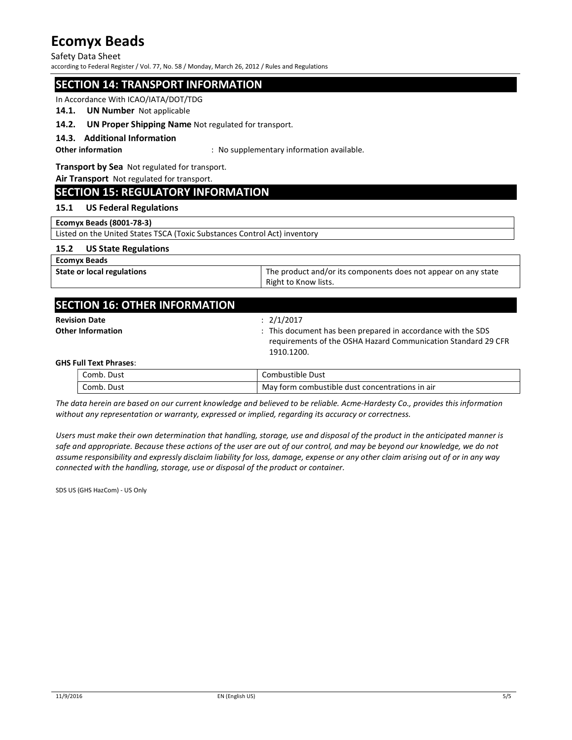## SECTION 14: TRANSPORT INFORMATION

In Accordance With ICAO/IATA/DOT/TDG

**14.1. UN Number** Not applicable

**14.2. UN Proper Shipping Name** Not regulated for transport.

### 14.3. Additional Information

**Other information** : No supplementary information available.

**Transport by Sea** Not regulated for transport.

**Air Transport** Not regulated for transport.

## SECTION 15: REGULATORY INFORMATION

### 15.1 US Federal Regulations

| |
|---|
| **Ecomyx Beads (8001-78-3)** |
| Listed on the United States TSCA (Toxic Substances Control Act) inventory |

### 15.2 US State Regulations

| **Ecomyx Beads** | |
|---|---|
| **State or local regulations** | The product and/or its components does not appear on any state Right to Know lists. |

## SECTION 16: OTHER INFORMATION

**Revision Date** : 2/1/2017

**Other Information** : This document has been prepared in accordance with the SDS requirements of the OSHA Hazard Communication Standard 29 CFR 1910.1200.

**GHS Full Text Phrases**:

| | |
|---|---|
| Comb. Dust | Combustible Dust |
| Comb. Dust | May form combustible dust concentrations in air |

*The data herein are based on our current knowledge and believed to be reliable. Acme-Hardesty Co., provides this information without any representation or warranty, expressed or implied, regarding its accuracy or correctness.*

*Users must make their own determination that handling, storage, use and disposal of the product in the anticipated manner is safe and appropriate. Because these actions of the user are out of our control, and may be beyond our knowledge, we do not assume responsibility and expressly disclaim liability for loss, damage, expense or any other claim arising out of or in any way connected with the handling, storage, use or disposal of the product or container.*

SDS US (GHS HazCom) - US Only